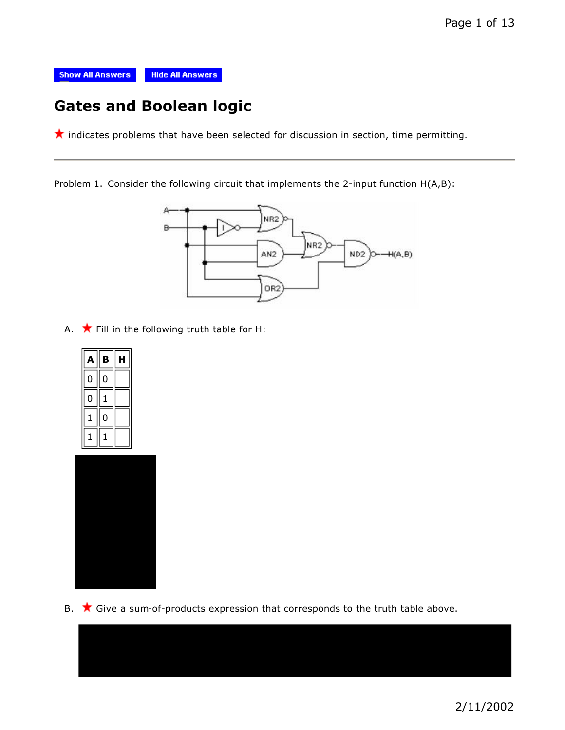Show All Answers    Hide All Answers

# Gates and Boolean logic

★ indicates problems that have been selected for discussion in section, time permitting.

---

Problem 1. Consider the following circuit that implements the 2-input function H(A,B):

A. ★ Fill in the following truth table for H:

| A | B | H |
|---|---|---|
| 0 | 0 |  |
| 0 | 1 |  |
| 1 | 0 |  |
| 1 | 1 |  |

B. ★ Give a sum-of-products expression that corresponds to the truth table above.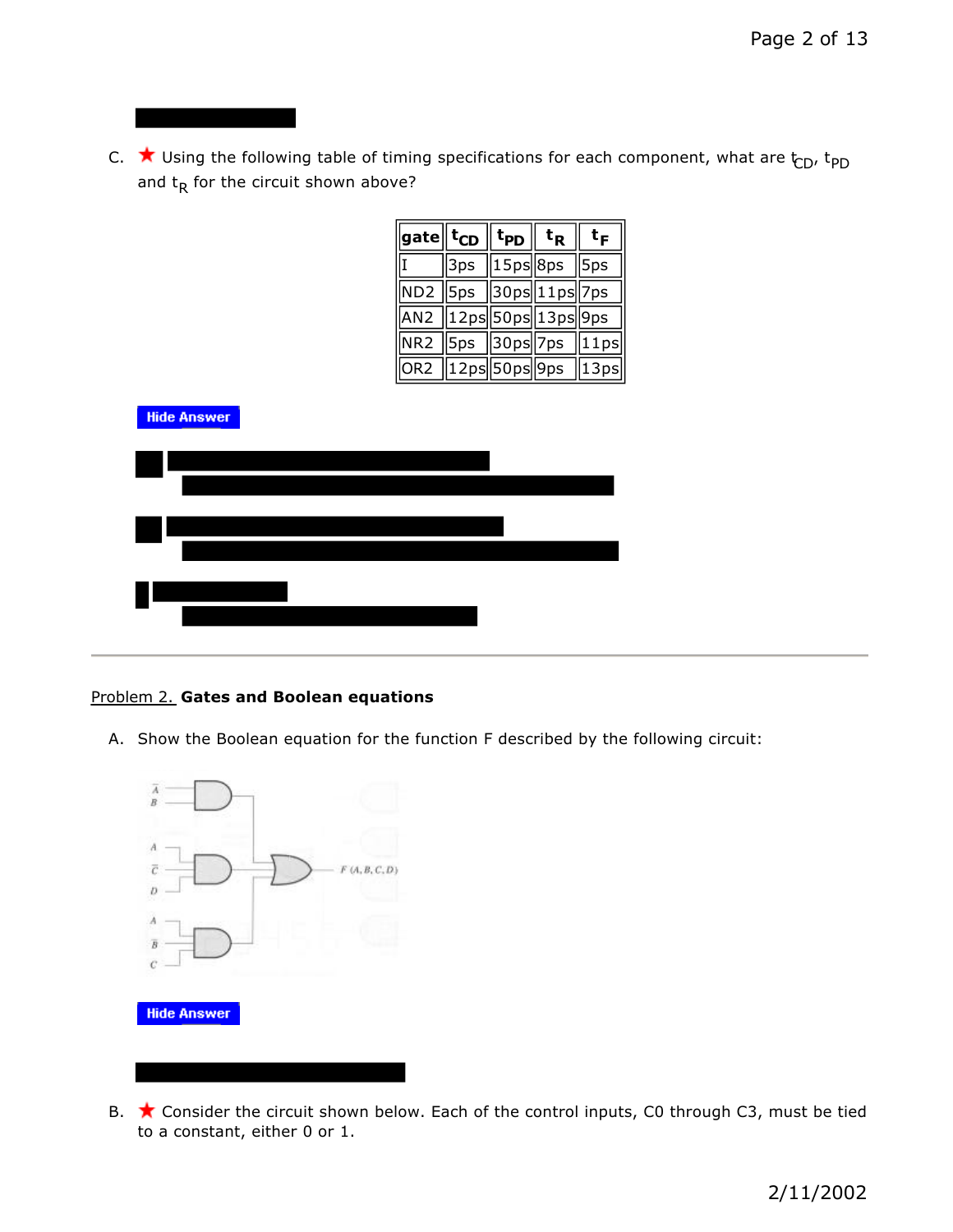C. ★ Using the following table of timing specifications for each component, what are $t_{CD}$, $t_{PD}$ and $t_R$ for the circuit shown above?

| gate | $t_{CD}$ | $t_{PD}$ | $t_R$ | $t_F$ |
|---|---|---|---|---|
| I | 3ps | 15ps | 8ps | 5ps |
| ND2 | 5ps | 30ps | 11ps | 7ps |
| AN2 | 12ps | 50ps | 13ps | 9ps |
| NR2 | 5ps | 30ps | 7ps | 11ps |
| OR2 | 12ps | 50ps | 9ps | 13ps |

Hide Answer

---

Problem 2. **Gates and Boolean equations**

A. Show the Boolean equation for the function F described by the following circuit:

Hide Answer

B. ★ Consider the circuit shown below. Each of the control inputs, C0 through C3, must be tied to a constant, either 0 or 1.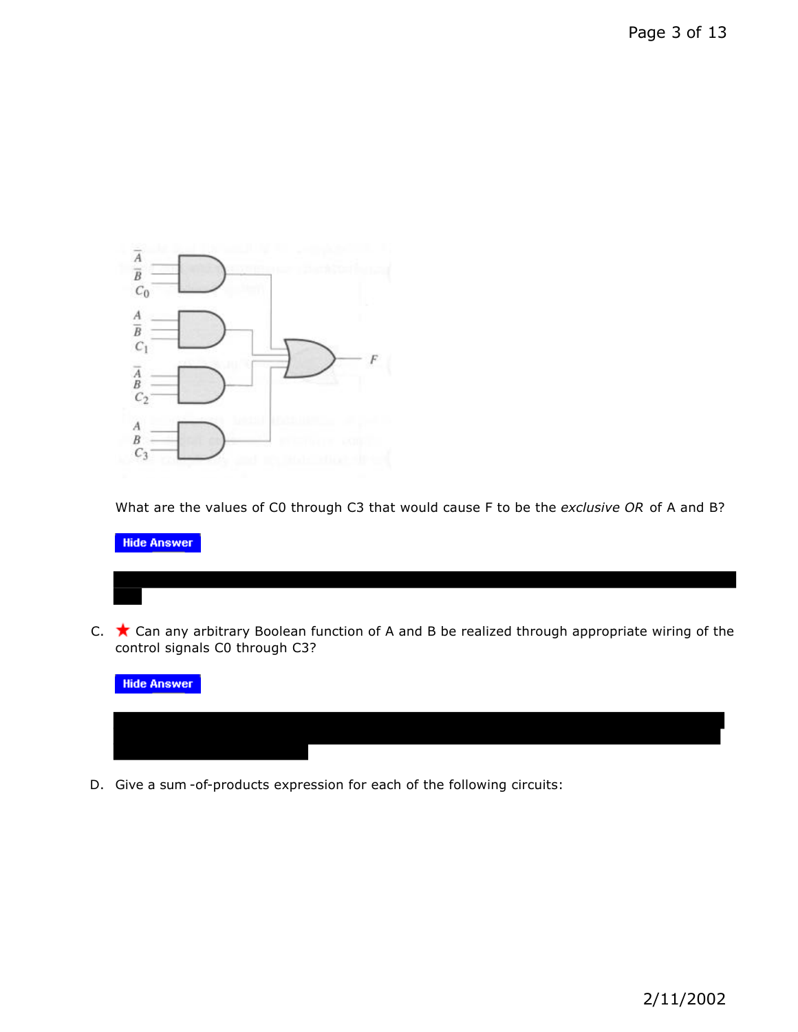What are the values of C0 through C3 that would cause F to be the *exclusive OR* of A and B?

Hide Answer

C. ★ Can any arbitrary Boolean function of A and B be realized through appropriate wiring of the control signals C0 through C3?

Hide Answer

D. Give a sum -of-products expression for each of the following circuits: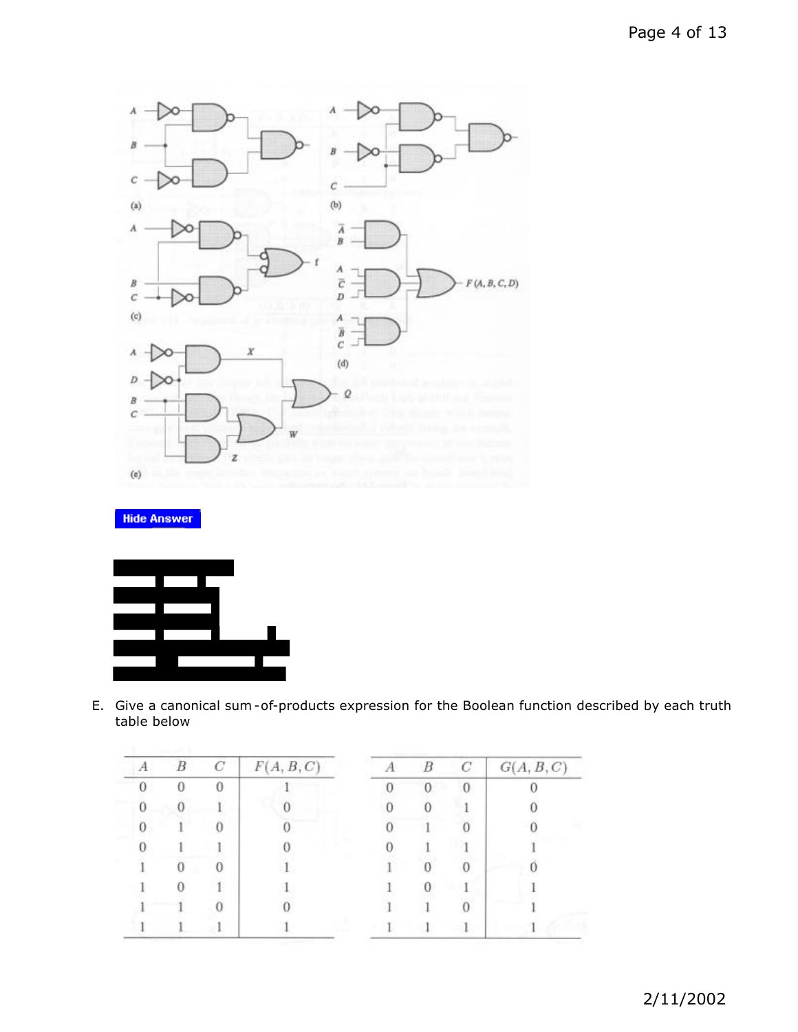Hide Answer

E. Give a canonical sum-of-products expression for the Boolean function described by each truth table below

| $A$ | $B$ | $C$ | $F(A,B,C)$ |
|---|---|---|---|
| 0 | 0 | 0 | 1 |
| 0 | 0 | 1 | 0 |
| 0 | 1 | 0 | 0 |
| 0 | 1 | 1 | 0 |
| 1 | 0 | 0 | 1 |
| 1 | 0 | 1 | 1 |
| 1 | 1 | 0 | 0 |
| 1 | 1 | 1 | 1 |

| $A$ | $B$ | $C$ | $G(A,B,C)$ |
|---|---|---|---|
| 0 | 0 | 0 | 0 |
| 0 | 0 | 1 | 0 |
| 0 | 1 | 0 | 0 |
| 0 | 1 | 1 | 1 |
| 1 | 0 | 0 | 0 |
| 1 | 0 | 1 | 1 |
| 1 | 1 | 0 | 1 |
| 1 | 1 | 1 | 1 |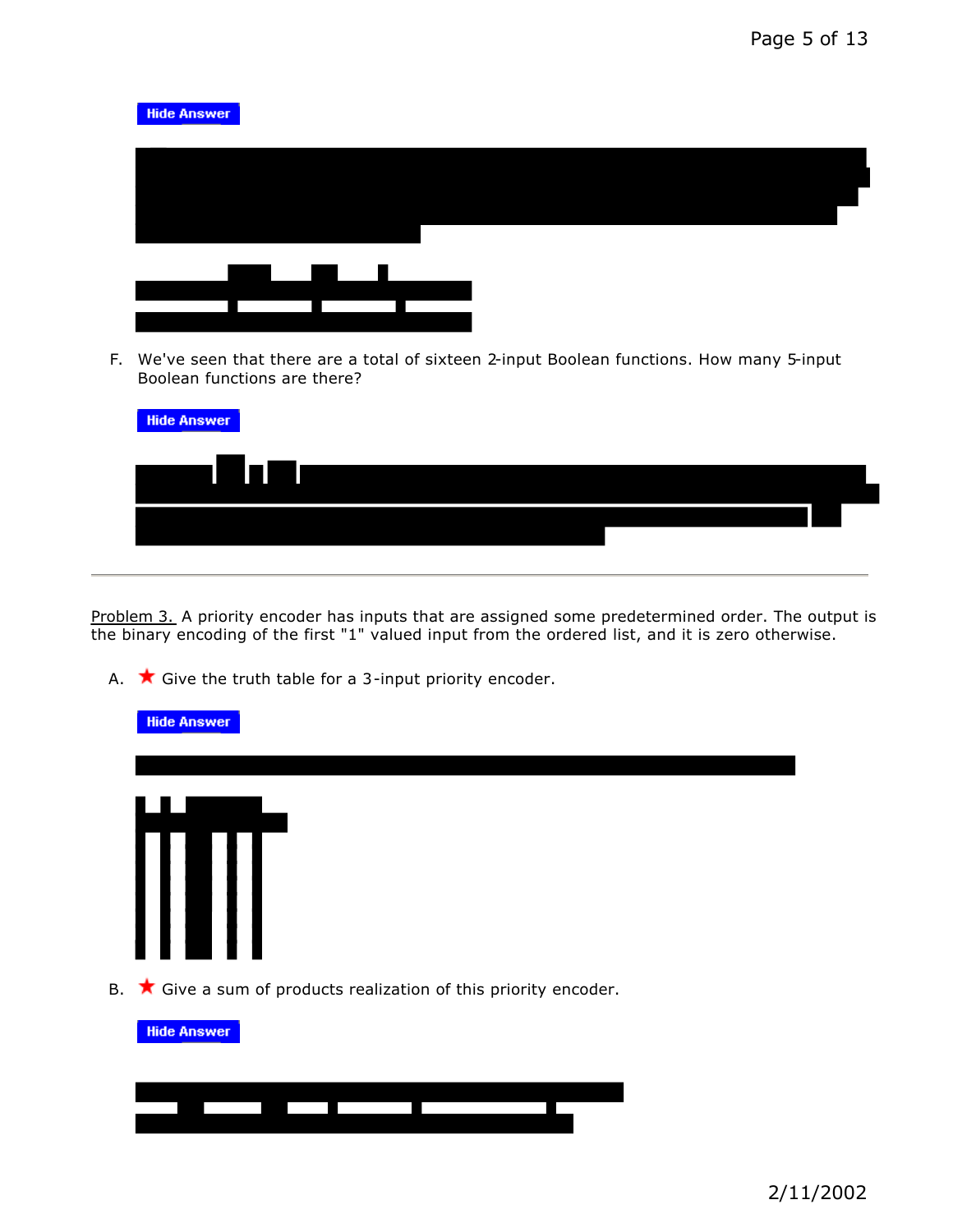Hide Answer

F. We've seen that there are a total of sixteen 2-input Boolean functions. How many 5-input Boolean functions are there?

Hide Answer

---

Problem 3. A priority encoder has inputs that are assigned some predetermined order. The output is the binary encoding of the first "1" valued input from the ordered list, and it is zero otherwise.

A. ★ Give the truth table for a 3-input priority encoder.

Hide Answer

B. ★ Give a sum of products realization of this priority encoder.

Hide Answer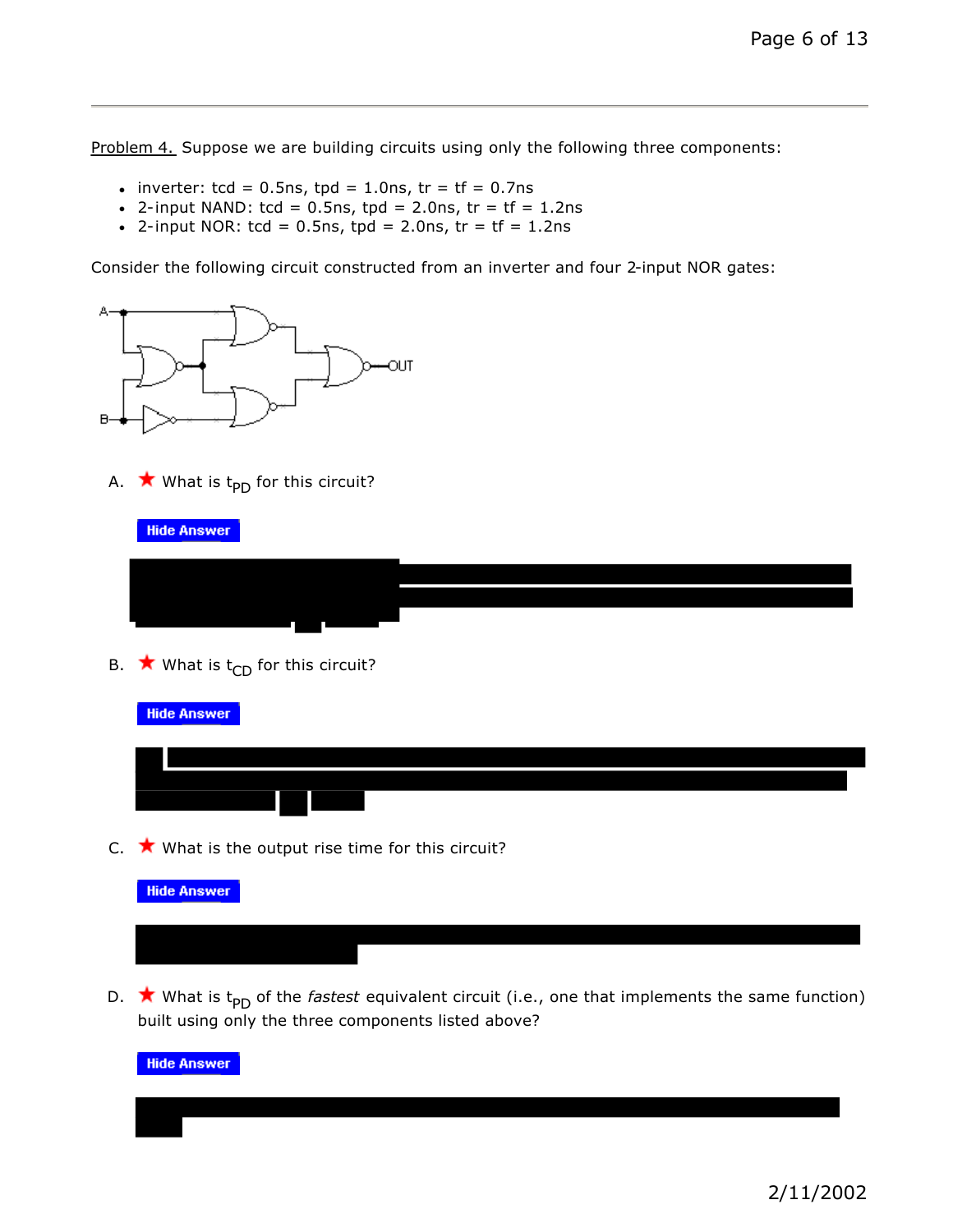Problem 4. Suppose we are building circuits using only the following three components:

- inverter: tcd = 0.5ns, tpd = 1.0ns, tr = tf = 0.7ns
- 2-input NAND: tcd = 0.5ns, tpd = 2.0ns, tr = tf = 1.2ns
- 2-input NOR: tcd = 0.5ns, tpd = 2.0ns, tr = tf = 1.2ns

Consider the following circuit constructed from an inverter and four 2-input NOR gates:

A. ★ What is $t_{PD}$ for this circuit?

Hide Answer

B. ★ What is $t_{CD}$ for this circuit?

Hide Answer

C. ★ What is the output rise time for this circuit?

Hide Answer

D. ★ What is $t_{PD}$ of the *fastest* equivalent circuit (i.e., one that implements the same function) built using only the three components listed above?

Hide Answer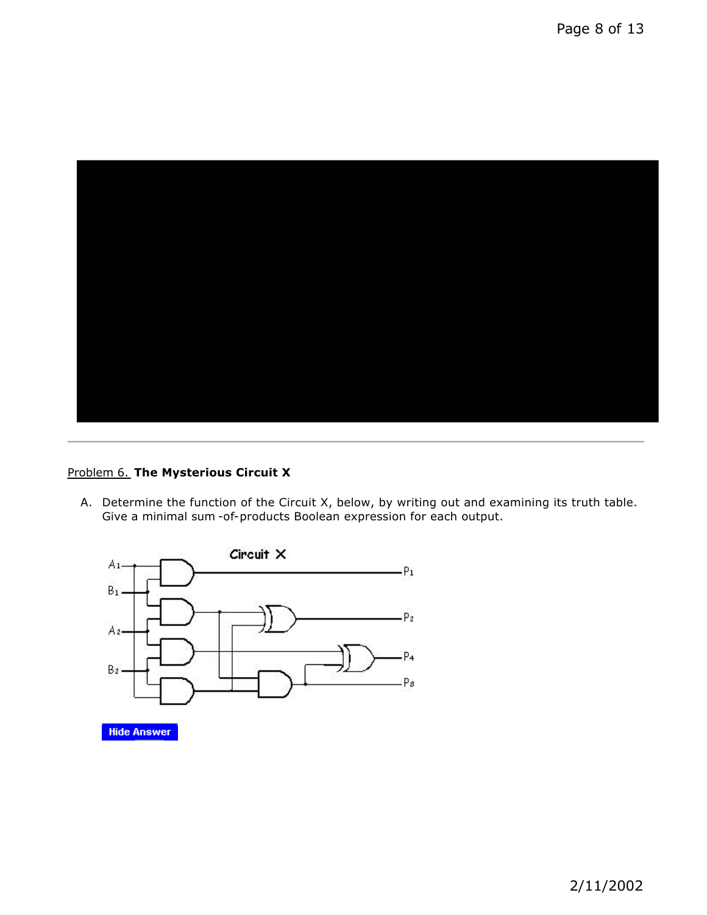Problem 6. **The Mysterious Circuit X**

A. Determine the function of the Circuit X, below, by writing out and examining its truth table. Give a minimal sum-of-products Boolean expression for each output.

Hide Answer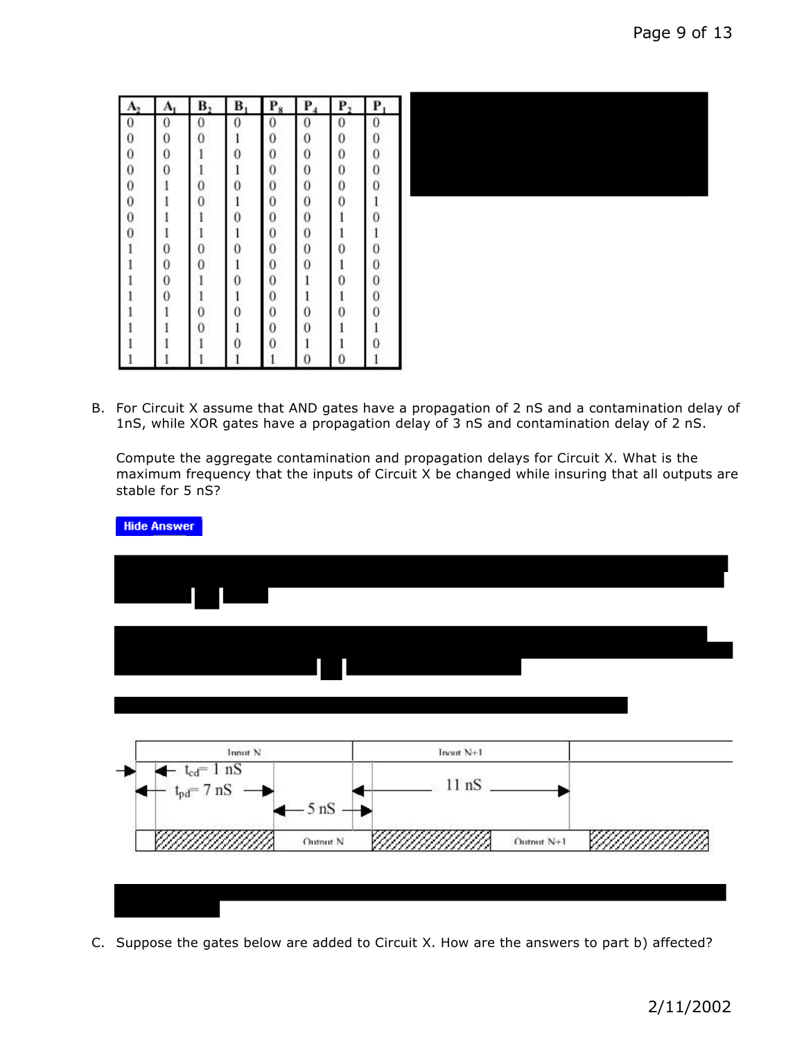| $A_2$ | $A_1$ | $B_2$ | $B_1$ | $P_8$ | $P_4$ | $P_2$ | $P_1$ |
|---|---|---|---|---|---|---|---|
| 0 | 0 | 0 | 0 | 0 | 0 | 0 | 0 |
| 0 | 0 | 0 | 1 | 0 | 0 | 0 | 0 |
| 0 | 0 | 1 | 0 | 0 | 0 | 0 | 0 |
| 0 | 0 | 1 | 1 | 0 | 0 | 0 | 0 |
| 0 | 1 | 0 | 0 | 0 | 0 | 0 | 0 |
| 0 | 1 | 0 | 1 | 0 | 0 | 0 | 1 |
| 0 | 1 | 1 | 0 | 0 | 0 | 1 | 0 |
| 0 | 1 | 1 | 1 | 0 | 0 | 1 | 1 |
| 1 | 0 | 0 | 0 | 0 | 0 | 0 | 0 |
| 1 | 0 | 0 | 1 | 0 | 0 | 1 | 0 |
| 1 | 0 | 1 | 0 | 0 | 1 | 0 | 0 |
| 1 | 0 | 1 | 1 | 0 | 1 | 1 | 0 |
| 1 | 1 | 0 | 0 | 0 | 0 | 0 | 0 |
| 1 | 1 | 0 | 1 | 0 | 0 | 1 | 1 |
| 1 | 1 | 1 | 0 | 0 | 1 | 1 | 0 |
| 1 | 1 | 1 | 1 | 1 | 0 | 0 | 1 |

B. For Circuit X assume that AND gates have a propagation of 2 nS and a contamination delay of 1nS, while XOR gates have a propagation delay of 3 nS and contamination delay of 2 nS.

Compute the aggregate contamination and propagation delays for Circuit X. What is the maximum frequency that the inputs of Circuit X be changed while insuring that all outputs are stable for 5 nS?

**Hide Answer**

Input N | Input N+1

$t_{cd}$= 1 nS

$t_{pd}$= 7 nS

5 nS

11 nS

Output N | Output N+1

C. Suppose the gates below are added to Circuit X. How are the answers to part b) affected?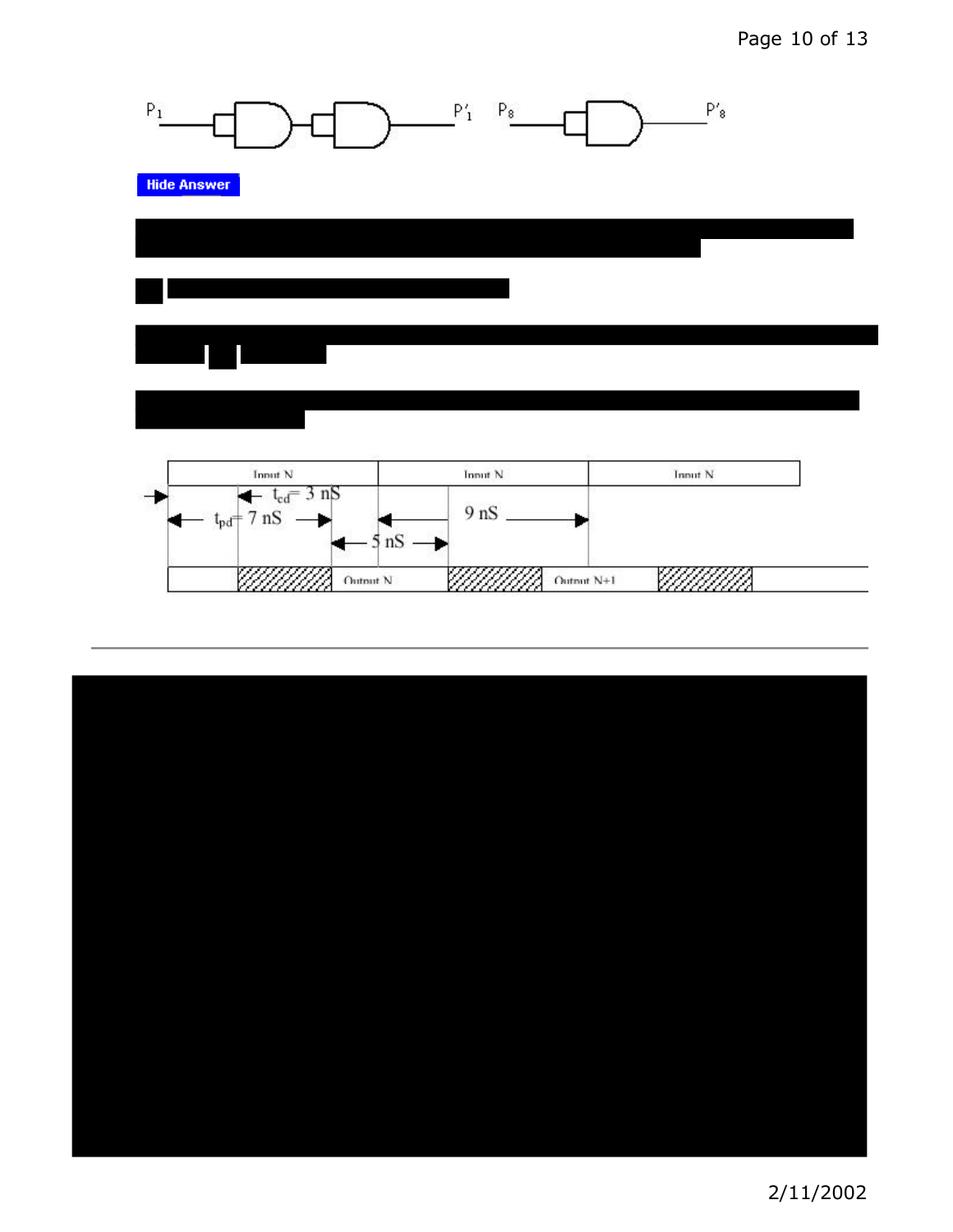$P_1$ $P'_1$ $P_8$ $P'_8$

Hide Answer

| Input N | Input N | Input N |
|---|---|---|

$t_{cd}$= 3 nS

$t_{pd}$= 7 nS

9 nS

5 nS

Output N

Output N+1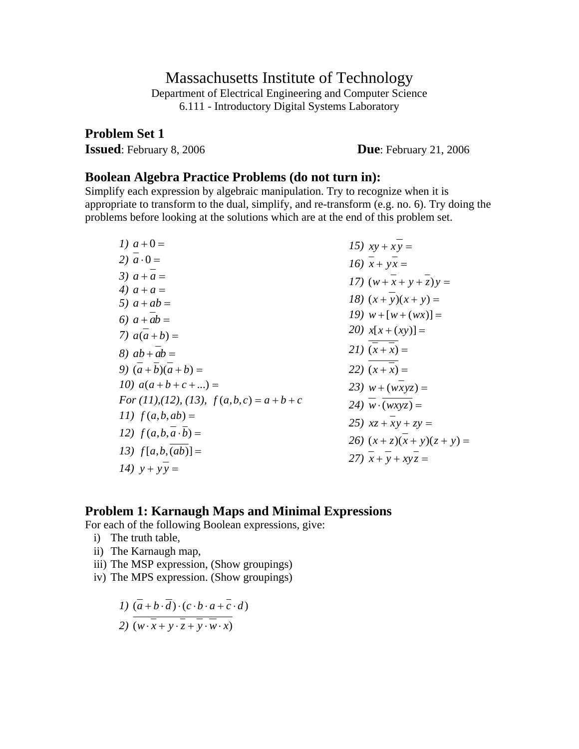# Massachusetts Institute of Technology

Department of Electrical Engineering and Computer Science
6.111 - Introductory Digital Systems Laboratory

## Problem Set 1

**Issued**: February 8, 2006 **Due**: February 21, 2006

## Boolean Algebra Practice Problems (do not turn in):

Simplify each expression by algebraic manipulation. Try to recognize when it is appropriate to transform to the dual, simplify, and re-transform (e.g. no. 6). Try doing the problems before looking at the solutions which are at the end of this problem set.

*1)* $a + 0 =$

*2)* $\overline{a} \cdot 0 =$

*3)* $a + \overline{a} =$

*4)* $a + a =$

*5)* $a + ab =$

*6)* $a + \overline{a}b =$

*7)* $a(\overline{a} + b) =$

*8)* $ab + \overline{a}b =$

*9)* $(\overline{a} + \overline{b})(\overline{a} + b) =$

*10)* $a(a + b + c + ...) =$

*For (11),(12), (13),* $f(a,b,c) = a + b + c$

*11)* $f(a,b,ab) =$

*12)* $f(a,b,\overline{a} \cdot \overline{b}) =$

*13)* $f[a,b,\overline{(ab)}] =$

*14)* $y + y\overline{y} =$

*15)* $xy + x\overline{y} =$

*16)* $\overline{x} + y\overline{x} =$

*17)* $(w + \overline{x} + y + \overline{z})y =$

*18)* $(x + \overline{y})(x + y) =$

*19)* $w + [w + (wx)] =$

*20)* $x[x + (xy)] =$

*21)* $\overline{(\overline{x} + \overline{x})} =$

*22)* $\overline{(x + \overline{x})} =$

*23)* $w + (w\overline{x}yz) =$

*24)* $\overline{w} \cdot \overline{(wxyz)} =$

*25)* $xz + \overline{x}y + zy =$

*26)* $(x + z)(\overline{x} + y)(z + y) =$

*27)* $\overline{x} + \overline{y} + xy\overline{z} =$

## Problem 1: Karnaugh Maps and Minimal Expressions

For each of the following Boolean expressions, give:

i) The truth table,
ii) The Karnaugh map,
iii) The MSP expression, (Show groupings)
iv) The MPS expression. (Show groupings)

*1)* $(\overline{a} + b \cdot \overline{d}) \cdot (c \cdot b \cdot a + \overline{c} \cdot d)$

*2)* $\overline{(w \cdot \overline{x} + y \cdot \overline{z} + \overline{y} \cdot \overline{w} \cdot x)}$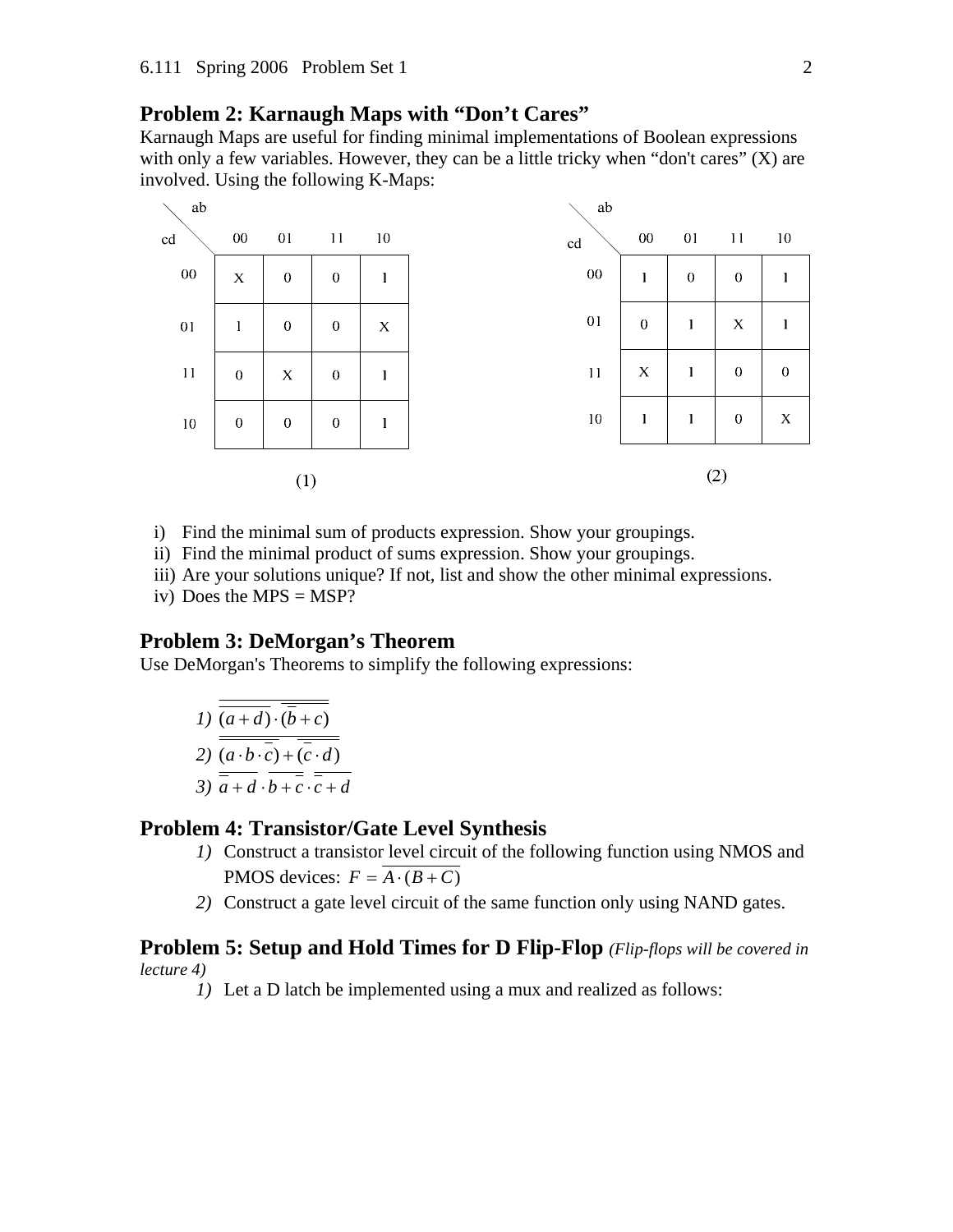## Problem 2: Karnaugh Maps with "Don't Cares"

Karnaugh Maps are useful for finding minimal implementations of Boolean expressions with only a few variables. However, they can be a little tricky when "don't cares" (X) are involved. Using the following K-Maps:

**(1)**

| cd \ ab | 00 | 01 | 11 | 10 |
|---|---|---|---|---|
| 00 | X | 0 | 0 | 1 |
| 01 | 1 | 0 | 0 | X |
| 11 | 0 | X | 0 | 1 |
| 10 | 0 | 0 | 0 | 1 |

**(2)**

| cd \ ab | 00 | 01 | 11 | 10 |
|---|---|---|---|---|
| 00 | 1 | 0 | 0 | 1 |
| 01 | 0 | 1 | X | 1 |
| 11 | X | 1 | 0 | 0 |
| 10 | 1 | 1 | 0 | X |

i) Find the minimal sum of products expression. Show your groupings.
ii) Find the minimal product of sums expression. Show your groupings.
iii) Are your solutions unique? If not, list and show the other minimal expressions.
iv) Does the MPS = MSP?

## Problem 3: DeMorgan's Theorem

Use DeMorgan's Theorems to simplify the following expressions:

1) $\overline{\overline{(a+d)} \cdot \overline{(\bar{b}+c)}}$

2) $\overline{\overline{(a \cdot b \cdot \bar{c})} + \overline{(\bar{c} \cdot d)}}$

3) $\overline{a+d} \cdot \overline{b+\bar{c}} \cdot \overline{\bar{c}+d}$

## Problem 4: Transistor/Gate Level Synthesis

1) Construct a transistor level circuit of the following function using NMOS and PMOS devices: $F = \overline{A \cdot (B + C)}$
2) Construct a gate level circuit of the same function only using NAND gates.

## Problem 5: Setup and Hold Times for D Flip-Flop *(Flip-flops will be covered in lecture 4)*

1) Let a D latch be implemented using a mux and realized as follows: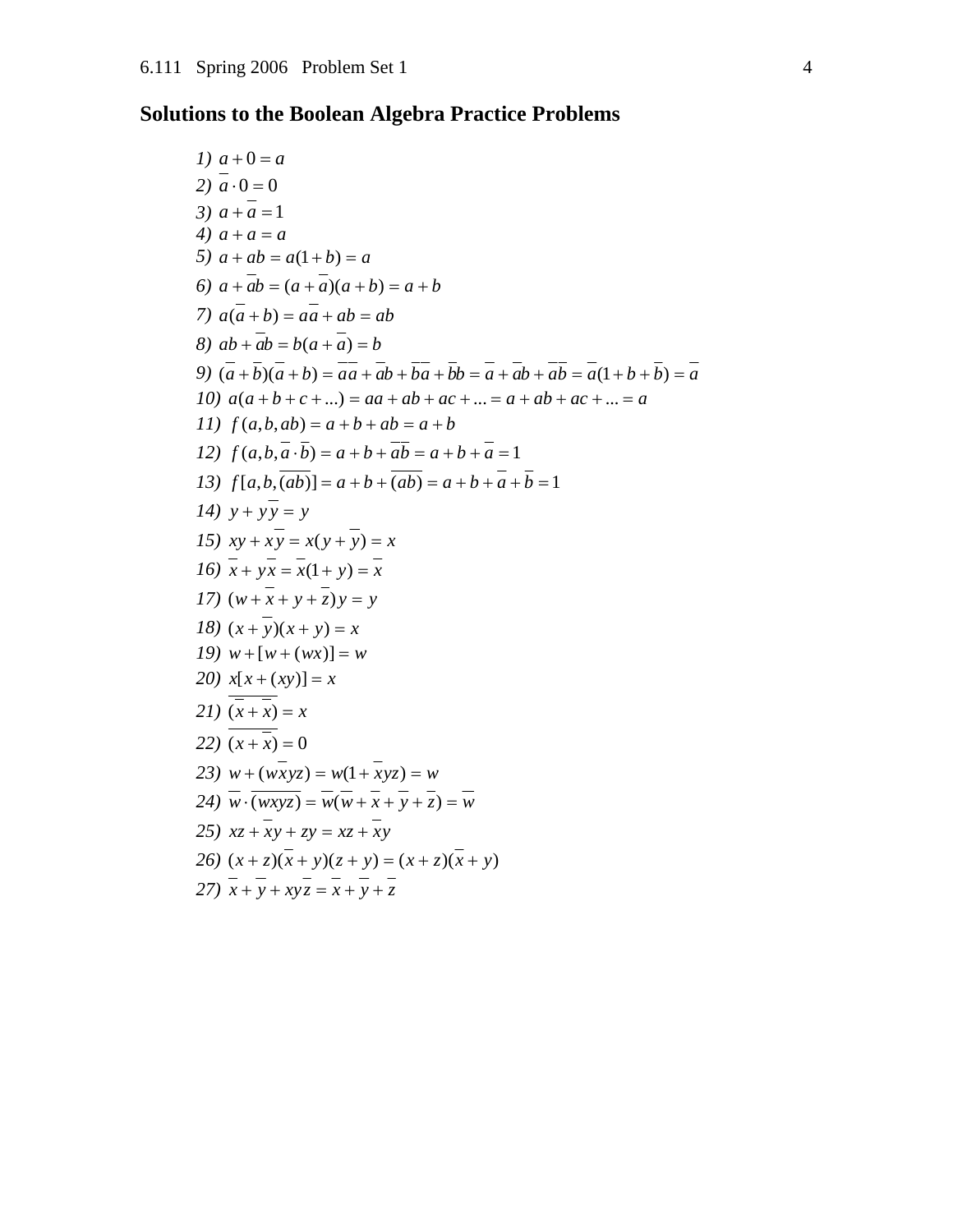## Solutions to the Boolean Algebra Practice Problems

*1)* $a + 0 = a$

*2)* $\overline{a} \cdot 0 = 0$

*3)* $a + \overline{a} = 1$

*4)* $a + a = a$

*5)* $a + ab = a(1 + b) = a$

*6)* $a + \overline{a}b = (a + \overline{a})(a + b) = a + b$

*7)* $a(\overline{a} + b) = a\overline{a} + ab = ab$

*8)* $ab + \overline{a}b = b(a + \overline{a}) = b$

*9)* $(\overline{a} + \overline{b})(\overline{a} + b) = \overline{a}\overline{a} + \overline{a}b + \overline{b}\overline{a} + \overline{b}b = \overline{a} + \overline{a}b + \overline{a}\overline{b} = \overline{a}(1 + b + \overline{b}) = \overline{a}$

*10)* $a(a + b + c + ...) = aa + ab + ac + ... = a + ab + ac + ... = a$

*11)* $f(a, b, ab) = a + b + ab = a + b$

*12)* $f(a, b, \overline{a} \cdot \overline{b}) = a + b + \overline{a}\overline{b} = a + b + \overline{a} = 1$

*13)* $f[a, b, \overline{(ab)}] = a + b + \overline{(ab)} = a + b + \overline{a} + \overline{b} = 1$

*14)* $y + y\overline{y} = y$

*15)* $xy + x\overline{y} = x(y + \overline{y}) = x$

*16)* $\overline{x} + y\overline{x} = \overline{x}(1 + y) = \overline{x}$

*17)* $(w + \overline{x} + y + \overline{z})y = y$

*18)* $(x + \overline{y})(x + y) = x$

*19)* $w + [w + (wx)] = w$

*20)* $x[x + (xy)] = x$

*21)* $\overline{(\overline{x} + \overline{x})} = x$

*22)* $\overline{(x + \overline{x})} = 0$

*23)* $w + (w\overline{x}yz) = w(1 + \overline{x}yz) = w$

*24)* $\overline{w} \cdot \overline{(wxyz)} = \overline{w}(\overline{w} + \overline{x} + \overline{y} + \overline{z}) = \overline{w}$

*25)* $xz + \overline{x}y + zy = xz + \overline{x}y$

*26)* $(x + z)(\overline{x} + y)(z + y) = (x + z)(\overline{x} + y)$

*27)* $\overline{x} + \overline{y} + xy\overline{z} = \overline{x} + \overline{y} + \overline{z}$